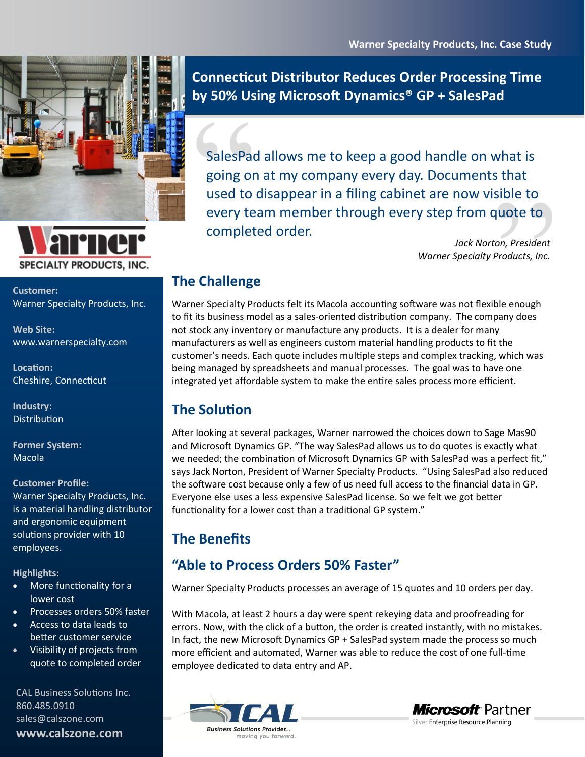Warner Specialty Products, Inc. Case Study

# Connecticut Distributor Reduces Order Processing Time by 50% Using Microsoft Dynamics® GP + SalesPad

> SalesPad allows me to keep a good handle on what is going on at my company every day. Documents that used to disappear in a filing cabinet are now visible to every team member through every step from quote to completed order.
>
> *Jack Norton, President*
> *Warner Specialty Products, Inc.*

Warner SPECIALTY PRODUCTS, INC.

**Customer:**
Warner Specialty Products, Inc.

**Web Site:**
www.warnerspecialty.com

**Location:**
Cheshire, Connecticut

**Industry:**
Distribution

**Former System:**
Macola

**Customer Profile:**
Warner Specialty Products, Inc. is a material handling distributor and ergonomic equipment solutions provider with 10 employees.

**Highlights:**

- More functionality for a lower cost
- Processes orders 50% faster
- Access to data leads to better customer service
- Visibility of projects from quote to completed order

CAL Business Solutions Inc.
860.485.0910
sales@calszone.com
**www.calszone.com**

## The Challenge

Warner Specialty Products felt its Macola accounting software was not flexible enough to fit its business model as a sales-oriented distribution company. The company does not stock any inventory or manufacture any products. It is a dealer for many manufacturers as well as engineers custom material handling products to fit the customer's needs. Each quote includes multiple steps and complex tracking, which was being managed by spreadsheets and manual processes. The goal was to have one integrated yet affordable system to make the entire sales process more efficient.

## The Solution

After looking at several packages, Warner narrowed the choices down to Sage Mas90 and Microsoft Dynamics GP. "The way SalesPad allows us to do quotes is exactly what we needed; the combination of Microsoft Dynamics GP with SalesPad was a perfect fit," says Jack Norton, President of Warner Specialty Products. "Using SalesPad also reduced the software cost because only a few of us need full access to the financial data in GP. Everyone else uses a less expensive SalesPad license. So we felt we got better functionality for a lower cost than a traditional GP system."

## The Benefits

### "Able to Process Orders 50% Faster"

Warner Specialty Products processes an average of 15 quotes and 10 orders per day.

With Macola, at least 2 hours a day were spent rekeying data and proofreading for errors. Now, with the click of a button, the order is created instantly, with no mistakes. In fact, the new Microsoft Dynamics GP + SalesPad system made the process so much more efficient and automated, Warner was able to reduce the cost of one full-time employee dedicated to data entry and AP.

CAL Business Solutions Provider... moving you forward.

Microsoft Partner
Silver Enterprise Resource Planning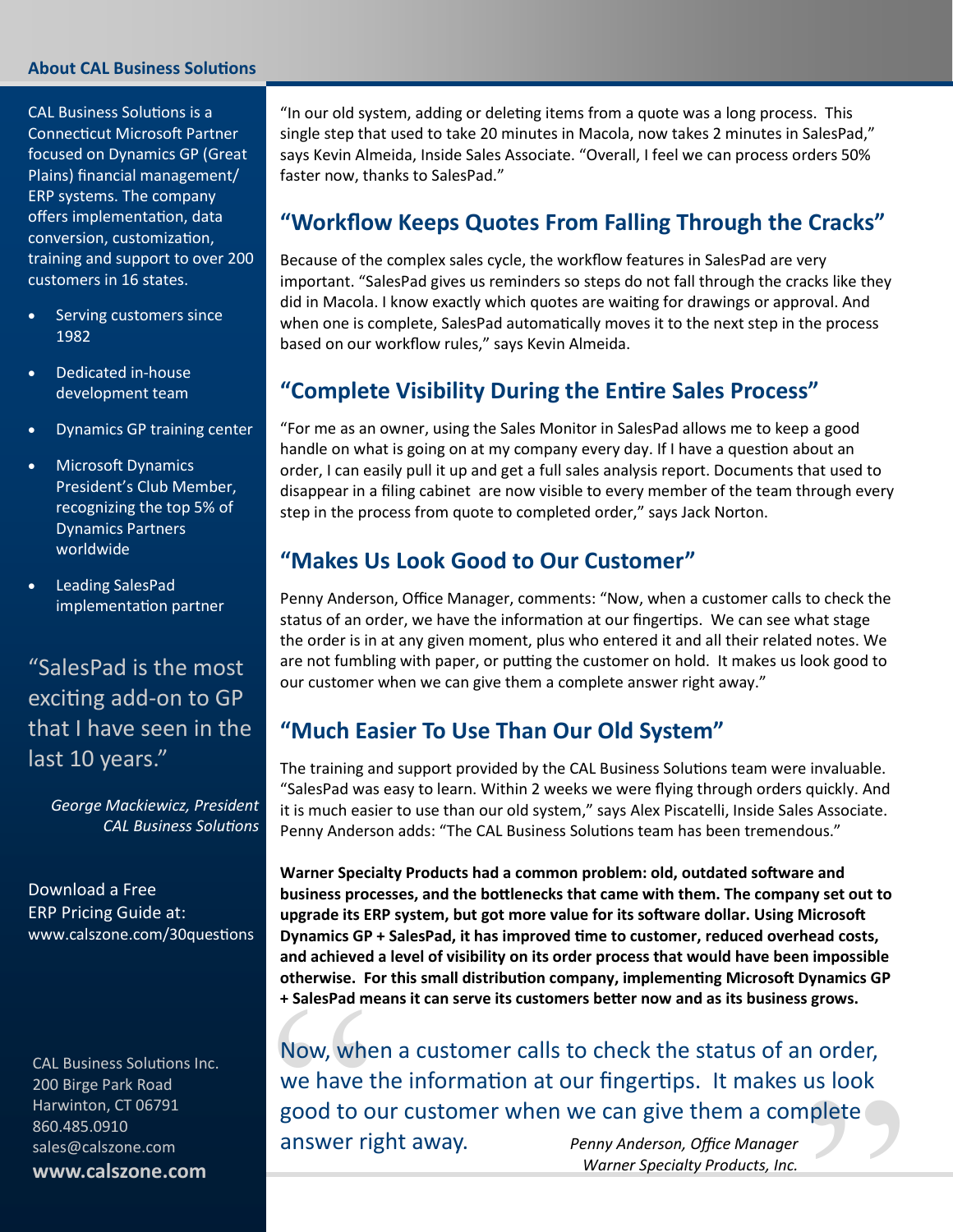## About CAL Business Solutions

CAL Business Solutions is a Connecticut Microsoft Partner focused on Dynamics GP (Great Plains) financial management/ ERP systems. The company offers implementation, data conversion, customization, training and support to over 200 customers in 16 states.

- Serving customers since 1982
- Dedicated in-house development team
- Dynamics GP training center
- Microsoft Dynamics President's Club Member, recognizing the top 5% of Dynamics Partners worldwide
- Leading SalesPad implementation partner

"SalesPad is the most exciting add-on to GP that I have seen in the last 10 years."

*George Mackiewicz, President*
*CAL Business Solutions*

Download a Free ERP Pricing Guide at: www.calszone.com/30questions

CAL Business Solutions Inc.
200 Birge Park Road
Harwinton, CT 06791
860.485.0910
sales@calszone.com
**www.calszone.com**

"In our old system, adding or deleting items from a quote was a long process. This single step that used to take 20 minutes in Macola, now takes 2 minutes in SalesPad," says Kevin Almeida, Inside Sales Associate. "Overall, I feel we can process orders 50% faster now, thanks to SalesPad."

## "Workflow Keeps Quotes From Falling Through the Cracks"

Because of the complex sales cycle, the workflow features in SalesPad are very important. "SalesPad gives us reminders so steps do not fall through the cracks like they did in Macola. I know exactly which quotes are waiting for drawings or approval. And when one is complete, SalesPad automatically moves it to the next step in the process based on our workflow rules," says Kevin Almeida.

## "Complete Visibility During the Entire Sales Process"

"For me as an owner, using the Sales Monitor in SalesPad allows me to keep a good handle on what is going on at my company every day. If I have a question about an order, I can easily pull it up and get a full sales analysis report. Documents that used to disappear in a filing cabinet are now visible to every member of the team through every step in the process from quote to completed order," says Jack Norton.

## "Makes Us Look Good to Our Customer"

Penny Anderson, Office Manager, comments: "Now, when a customer calls to check the status of an order, we have the information at our fingertips. We can see what stage the order is in at any given moment, plus who entered it and all their related notes. We are not fumbling with paper, or putting the customer on hold. It makes us look good to our customer when we can give them a complete answer right away."

## "Much Easier To Use Than Our Old System"

The training and support provided by the CAL Business Solutions team were invaluable. "SalesPad was easy to learn. Within 2 weeks we were flying through orders quickly. And it is much easier to use than our old system," says Alex Piscatelli, Inside Sales Associate. Penny Anderson adds: "The CAL Business Solutions team has been tremendous."

**Warner Specialty Products had a common problem: old, outdated software and business processes, and the bottlenecks that came with them. The company set out to upgrade its ERP system, but got more value for its software dollar. Using Microsoft Dynamics GP + SalesPad, it has improved time to customer, reduced overhead costs, and achieved a level of visibility on its order process that would have been impossible otherwise. For this small distribution company, implementing Microsoft Dynamics GP + SalesPad means it can serve its customers better now and as its business grows.**

"Now, when a customer calls to check the status of an order, we have the information at our fingertips. It makes us look good to our customer when we can give them a complete answer right away."

*Penny Anderson, Office Manager*
*Warner Specialty Products, Inc.*